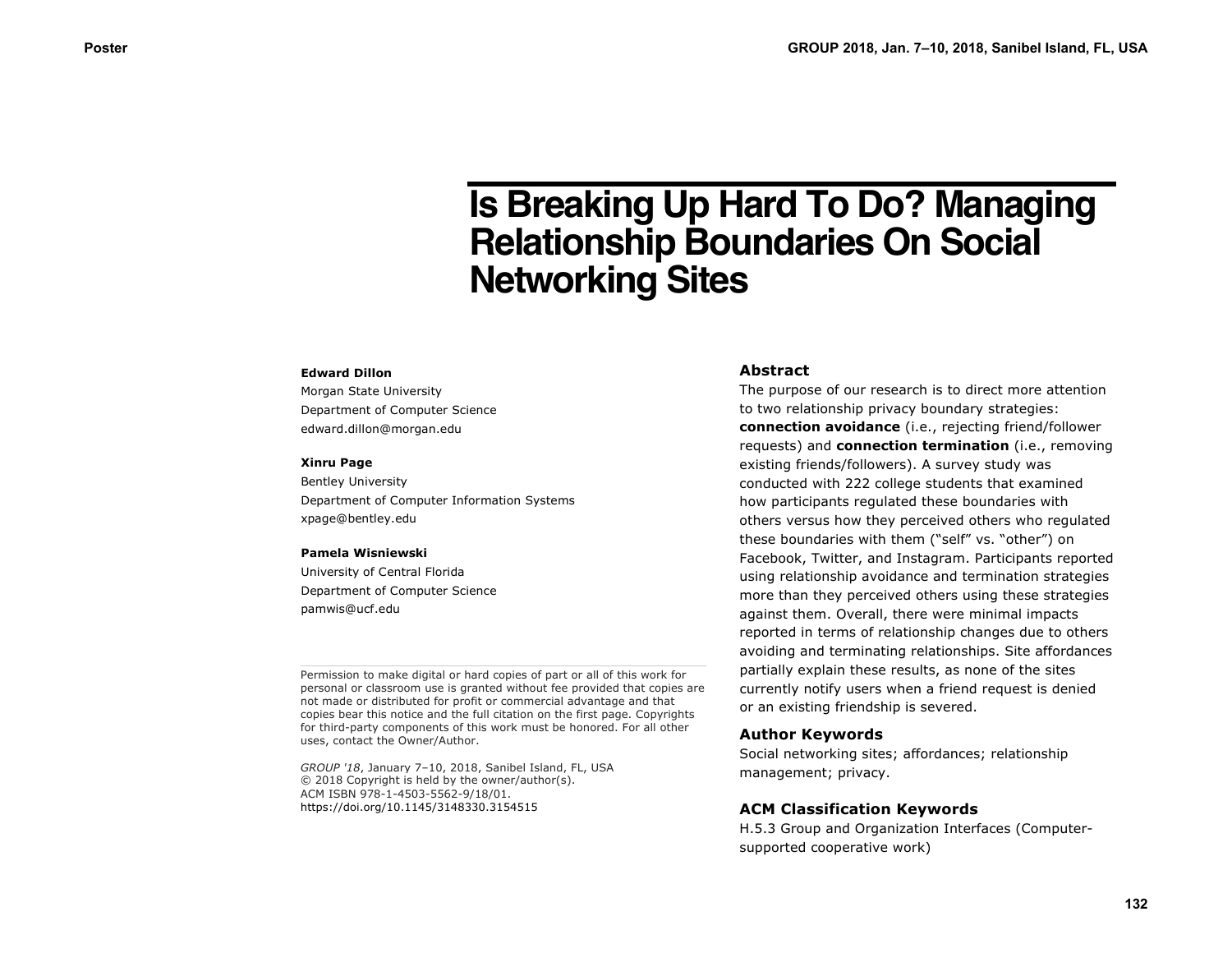# Is Breaking Up Hard To Do? Managing Relationship Boundaries On Social Networking Sites

**Edward Dillon**
Morgan State University
Department of Computer Science
edward.dillon@morgan.edu

**Xinru Page**
Bentley University
Department of Computer Information Systems
xpage@bentley.edu

**Pamela Wisniewski**
University of Central Florida
Department of Computer Science
pamwis@ucf.edu

Permission to make digital or hard copies of part or all of this work for personal or classroom use is granted without fee provided that copies are not made or distributed for profit or commercial advantage and that copies bear this notice and the full citation on the first page. Copyrights for third-party components of this work must be honored. For all other uses, contact the Owner/Author.

*GROUP '18*, January 7–10, 2018, Sanibel Island, FL, USA
© 2018 Copyright is held by the owner/author(s).
ACM ISBN 978-1-4503-5562-9/18/01.
https://doi.org/10.1145/3148330.3154515

## Abstract

The purpose of our research is to direct more attention to two relationship privacy boundary strategies: **connection avoidance** (i.e., rejecting friend/follower requests) and **connection termination** (i.e., removing existing friends/followers). A survey study was conducted with 222 college students that examined how participants regulated these boundaries with others versus how they perceived others who regulated these boundaries with them ("self" vs. "other") on Facebook, Twitter, and Instagram. Participants reported using relationship avoidance and termination strategies more than they perceived others using these strategies against them. Overall, there were minimal impacts reported in terms of relationship changes due to others avoiding and terminating relationships. Site affordances partially explain these results, as none of the sites currently notify users when a friend request is denied or an existing friendship is severed.

## Author Keywords

Social networking sites; affordances; relationship management; privacy.

## ACM Classification Keywords

H.5.3 Group and Organization Interfaces (Computer-supported cooperative work)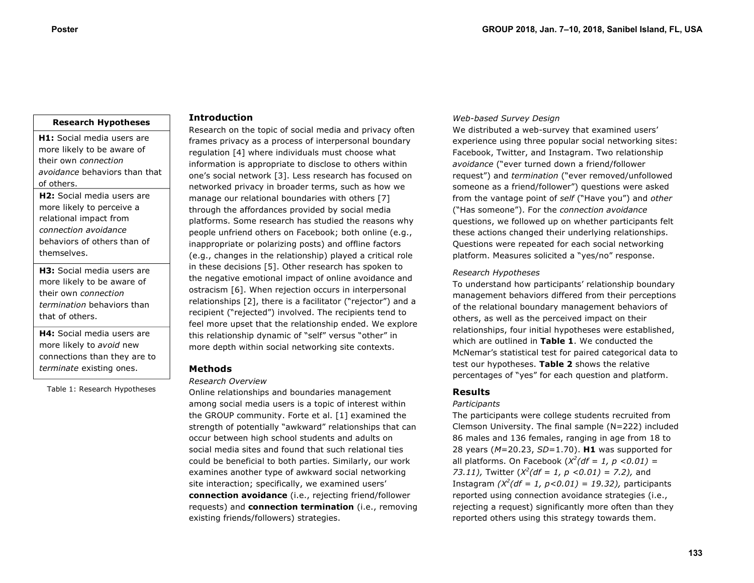| Research Hypotheses |
| --- |
| **H1:** Social media users are more likely to be aware of their own *connection avoidance* behaviors than that of others. |
| **H2:** Social media users are more likely to perceive a relational impact from *connection avoidance* behaviors of others than of themselves. |
| **H3:** Social media users are more likely to be aware of their own *connection termination* behaviors than that of others. |
| **H4:** Social media users are more likely to *avoid* new connections than they are to *terminate* existing ones. |

Table 1: Research Hypotheses

## Introduction

Research on the topic of social media and privacy often frames privacy as a process of interpersonal boundary regulation [4] where individuals must choose what information is appropriate to disclose to others within one's social network [3]. Less research has focused on networked privacy in broader terms, such as how we manage our relational boundaries with others [7] through the affordances provided by social media platforms. Some research has studied the reasons why people unfriend others on Facebook; both online (e.g., inappropriate or polarizing posts) and offline factors (e.g., changes in the relationship) played a critical role in these decisions [5]. Other research has spoken to the negative emotional impact of online avoidance and ostracism [6]. When rejection occurs in interpersonal relationships [2], there is a facilitator ("rejector") and a recipient ("rejected") involved. The recipients tend to feel more upset that the relationship ended. We explore this relationship dynamic of "self" versus "other" in more depth within social networking site contexts.

## Methods

*Research Overview*

Online relationships and boundaries management among social media users is a topic of interest within the GROUP community. Forte et al. [1] examined the strength of potentially "awkward" relationships that can occur between high school students and adults on social media sites and found that such relational ties could be beneficial to both parties. Similarly, our work examines another type of awkward social networking site interaction; specifically, we examined users' **connection avoidance** (i.e., rejecting friend/follower requests) and **connection termination** (i.e., removing existing friends/followers) strategies.

*Web-based Survey Design*

We distributed a web-survey that examined users' experience using three popular social networking sites: Facebook, Twitter, and Instagram. Two relationship *avoidance* ("ever turned down a friend/follower request") and *termination* ("ever removed/unfollowed someone as a friend/follower") questions were asked from the vantage point of *self* ("Have you") and *other* ("Has someone"). For the *connection avoidance* questions, we followed up on whether participants felt these actions changed their underlying relationships. Questions were repeated for each social networking platform. Measures solicited a "yes/no" response.

*Research Hypotheses*

To understand how participants' relationship boundary management behaviors differed from their perceptions of the relational boundary management behaviors of others, as well as the perceived impact on their relationships, four initial hypotheses were established, which are outlined in **Table 1**. We conducted the McNemar's statistical test for paired categorical data to test our hypotheses. **Table 2** shows the relative percentages of "yes" for each question and platform.

## Results

*Participants*

The participants were college students recruited from Clemson University. The final sample (N=222) included 86 males and 136 females, ranging in age from 18 to 28 years (*M*=20.23, *SD*=1.70). **H1** was supported for all platforms. On Facebook ($X^2(df = 1, p < 0.01) = 73.11$), Twitter ($X^2(df = 1, p < 0.01) = 7.2$), and Instagram ($X^2(df = 1, p < 0.01) = 19.32$), participants reported using connection avoidance strategies (i.e., rejecting a request) significantly more often than they reported others using this strategy towards them.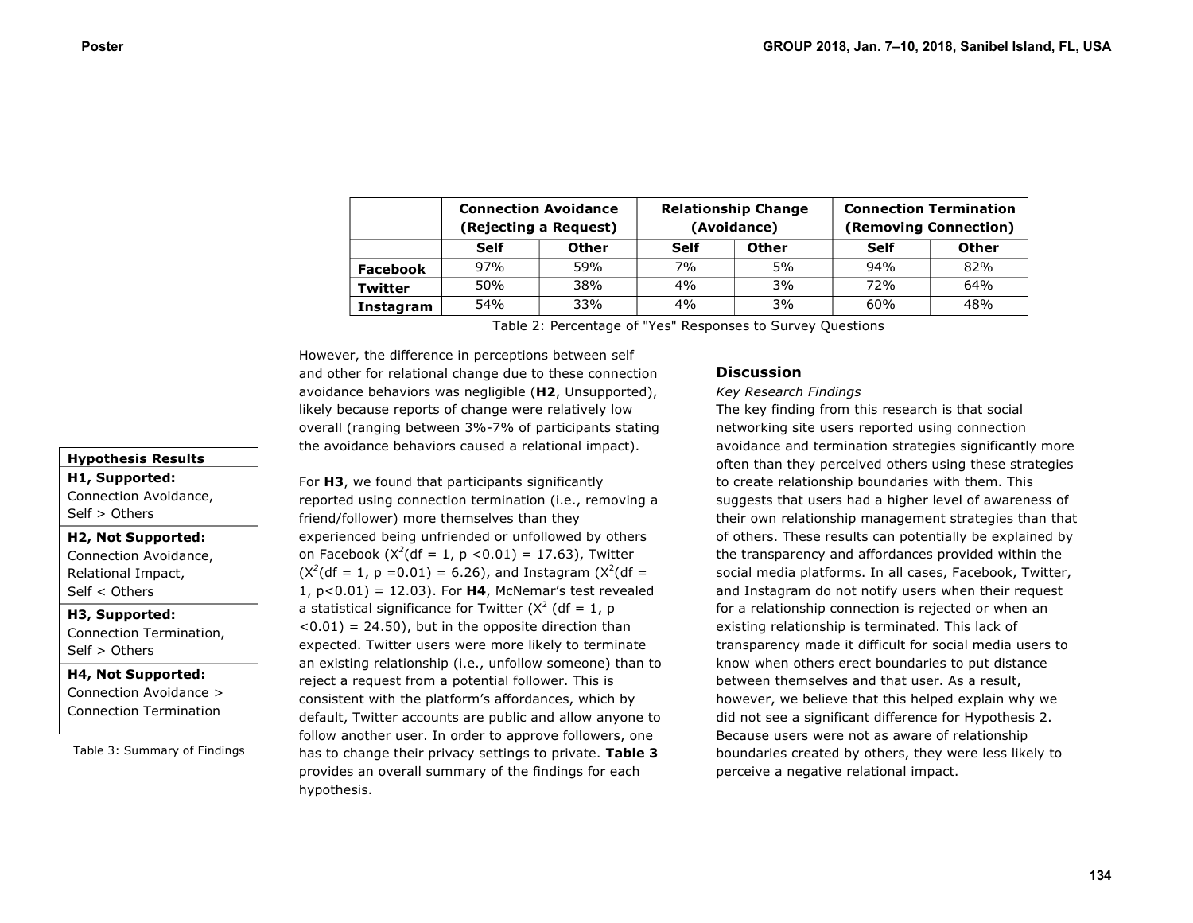| | Connection Avoidance (Rejecting a Request) | | Relationship Change (Avoidance) | | Connection Termination (Removing Connection) | |
|---|---|---|---|---|---|---|
| | **Self** | **Other** | **Self** | **Other** | **Self** | **Other** |
| **Facebook** | 97% | 59% | 7% | 5% | 94% | 82% |
| **Twitter** | 50% | 38% | 4% | 3% | 72% | 64% |
| **Instagram** | 54% | 33% | 4% | 3% | 60% | 48% |

Table 2: Percentage of "Yes" Responses to Survey Questions

However, the difference in perceptions between self and other for relational change due to these connection avoidance behaviors was negligible (**H2**, Unsupported), likely because reports of change were relatively low overall (ranging between 3%-7% of participants stating the avoidance behaviors caused a relational impact).

For **H3**, we found that participants significantly reported using connection termination (i.e., removing a friend/follower) more themselves than they experienced being unfriended or unfollowed by others on Facebook ($X^2$(df = 1, p <0.01) = 17.63), Twitter ($X^2$(df = 1, p =0.01) = 6.26), and Instagram ($X^2$(df = 1, p<0.01) = 12.03). For **H4**, McNemar's test revealed a statistical significance for Twitter ($X^2$ (df = 1, p <0.01) = 24.50), but in the opposite direction than expected. Twitter users were more likely to terminate an existing relationship (i.e., unfollow someone) than to reject a request from a potential follower. This is consistent with the platform's affordances, which by default, Twitter accounts are public and allow anyone to follow another user. In order to approve followers, one has to change their privacy settings to private. **Table 3** provides an overall summary of the findings for each hypothesis.

| **Hypothesis Results** |
|---|
| **H1, Supported:** Connection Avoidance, Self > Others |
| **H2, Not Supported:** Connection Avoidance, Relational Impact, Self < Others |
| **H3, Supported:** Connection Termination, Self > Others |
| **H4, Not Supported:** Connection Avoidance > Connection Termination |

Table 3: Summary of Findings

## Discussion

*Key Research Findings*

The key finding from this research is that social networking site users reported using connection avoidance and termination strategies significantly more often than they perceived others using these strategies to create relationship boundaries with them. This suggests that users had a higher level of awareness of their own relationship management strategies than that of others. These results can potentially be explained by the transparency and affordances provided within the social media platforms. In all cases, Facebook, Twitter, and Instagram do not notify users when their request for a relationship connection is rejected or when an existing relationship is terminated. This lack of transparency made it difficult for social media users to know when others erect boundaries to put distance between themselves and that user. As a result, however, we believe that this helped explain why we did not see a significant difference for Hypothesis 2. Because users were not as aware of relationship boundaries created by others, they were less likely to perceive a negative relational impact.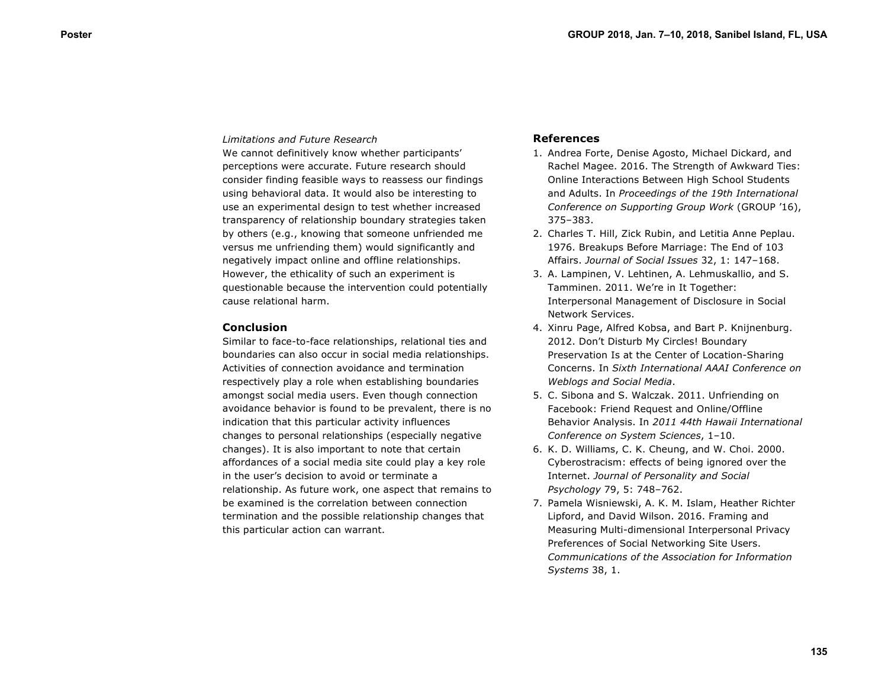*Limitations and Future Research*

We cannot definitively know whether participants' perceptions were accurate. Future research should consider finding feasible ways to reassess our findings using behavioral data. It would also be interesting to use an experimental design to test whether increased transparency of relationship boundary strategies taken by others (e.g., knowing that someone unfriended me versus me unfriending them) would significantly and negatively impact online and offline relationships. However, the ethicality of such an experiment is questionable because the intervention could potentially cause relational harm.

## Conclusion

Similar to face-to-face relationships, relational ties and boundaries can also occur in social media relationships. Activities of connection avoidance and termination respectively play a role when establishing boundaries amongst social media users. Even though connection avoidance behavior is found to be prevalent, there is no indication that this particular activity influences changes to personal relationships (especially negative changes). It is also important to note that certain affordances of a social media site could play a key role in the user's decision to avoid or terminate a relationship. As future work, one aspect that remains to be examined is the correlation between connection termination and the possible relationship changes that this particular action can warrant.

## References

1. Andrea Forte, Denise Agosto, Michael Dickard, and Rachel Magee. 2016. The Strength of Awkward Ties: Online Interactions Between High School Students and Adults. In *Proceedings of the 19th International Conference on Supporting Group Work* (GROUP '16), 375–383.
2. Charles T. Hill, Zick Rubin, and Letitia Anne Peplau. 1976. Breakups Before Marriage: The End of 103 Affairs. *Journal of Social Issues* 32, 1: 147–168.
3. A. Lampinen, V. Lehtinen, A. Lehmuskallio, and S. Tamminen. 2011. We're in It Together: Interpersonal Management of Disclosure in Social Network Services.
4. Xinru Page, Alfred Kobsa, and Bart P. Knijnenburg. 2012. Don't Disturb My Circles! Boundary Preservation Is at the Center of Location-Sharing Concerns. In *Sixth International AAAI Conference on Weblogs and Social Media*.
5. C. Sibona and S. Walczak. 2011. Unfriending on Facebook: Friend Request and Online/Offline Behavior Analysis. In *2011 44th Hawaii International Conference on System Sciences*, 1–10.
6. K. D. Williams, C. K. Cheung, and W. Choi. 2000. Cyberostracism: effects of being ignored over the Internet. *Journal of Personality and Social Psychology* 79, 5: 748–762.
7. Pamela Wisniewski, A. K. M. Islam, Heather Richter Lipford, and David Wilson. 2016. Framing and Measuring Multi-dimensional Interpersonal Privacy Preferences of Social Networking Site Users. *Communications of the Association for Information Systems* 38, 1.